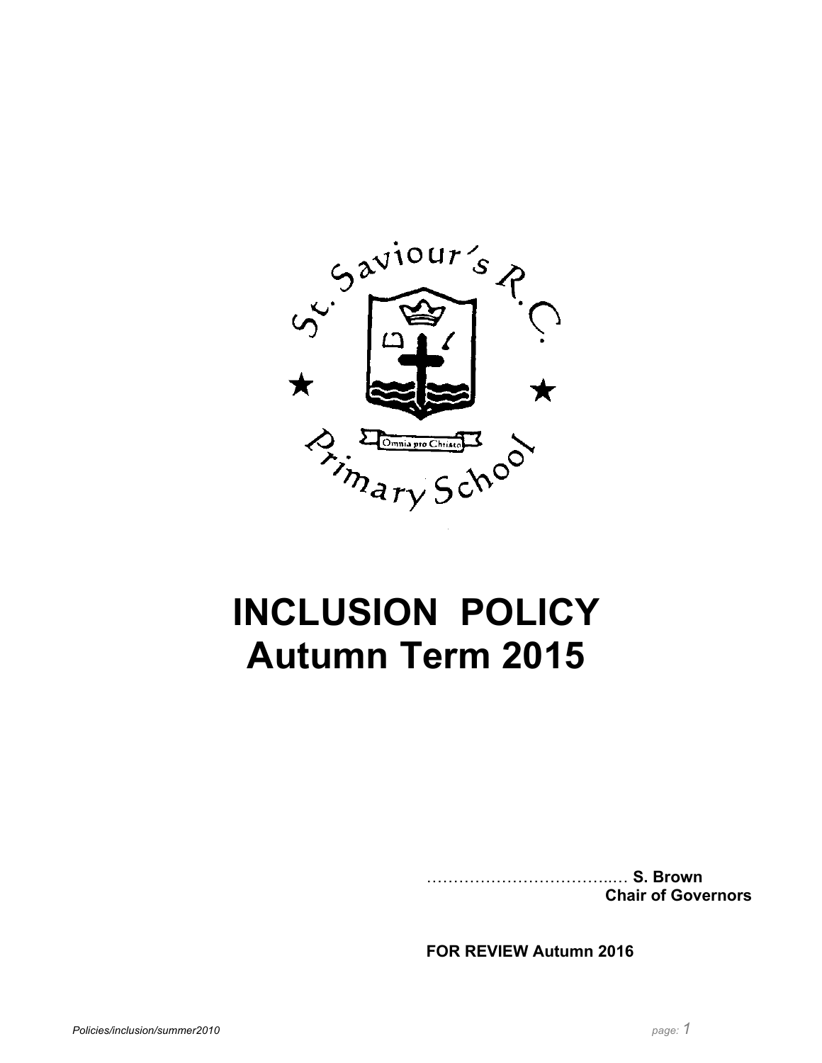St. Saviour's R.C. Primary School

Omnia pro Christo

# INCLUSION POLICY
# Autumn Term 2015

……………………………..… **S. Brown**
**Chair of Governors**

**FOR REVIEW Autumn 2016**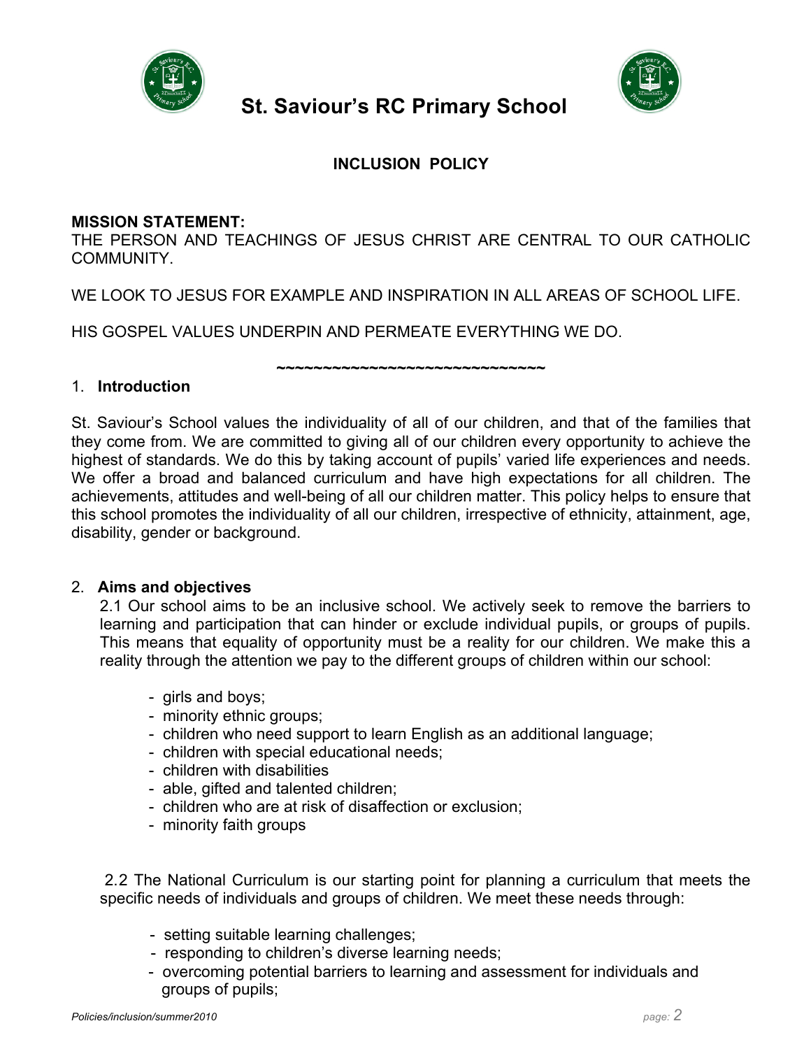# St. Saviour's RC Primary School

## INCLUSION POLICY

**MISSION STATEMENT:**
THE PERSON AND TEACHINGS OF JESUS CHRIST ARE CENTRAL TO OUR CATHOLIC COMMUNITY.

WE LOOK TO JESUS FOR EXAMPLE AND INSPIRATION IN ALL AREAS OF SCHOOL LIFE.

HIS GOSPEL VALUES UNDERPIN AND PERMEATE EVERYTHING WE DO.

~~~~~~~~~~~~~~~~~~~~~~~~~~~~~~

### 1. Introduction

St. Saviour's School values the individuality of all of our children, and that of the families that they come from. We are committed to giving all of our children every opportunity to achieve the highest of standards. We do this by taking account of pupils' varied life experiences and needs. We offer a broad and balanced curriculum and have high expectations for all children. The achievements, attitudes and well-being of all our children matter. This policy helps to ensure that this school promotes the individuality of all our children, irrespective of ethnicity, attainment, age, disability, gender or background.

### 2. Aims and objectives

2.1 Our school aims to be an inclusive school. We actively seek to remove the barriers to learning and participation that can hinder or exclude individual pupils, or groups of pupils. This means that equality of opportunity must be a reality for our children. We make this a reality through the attention we pay to the different groups of children within our school:

- girls and boys;
- minority ethnic groups;
- children who need support to learn English as an additional language;
- children with special educational needs;
- children with disabilities
- able, gifted and talented children;
- children who are at risk of disaffection or exclusion;
- minority faith groups

2.2 The National Curriculum is our starting point for planning a curriculum that meets the specific needs of individuals and groups of children. We meet these needs through:

- setting suitable learning challenges;
- responding to children's diverse learning needs;
- overcoming potential barriers to learning and assessment for individuals and groups of pupils;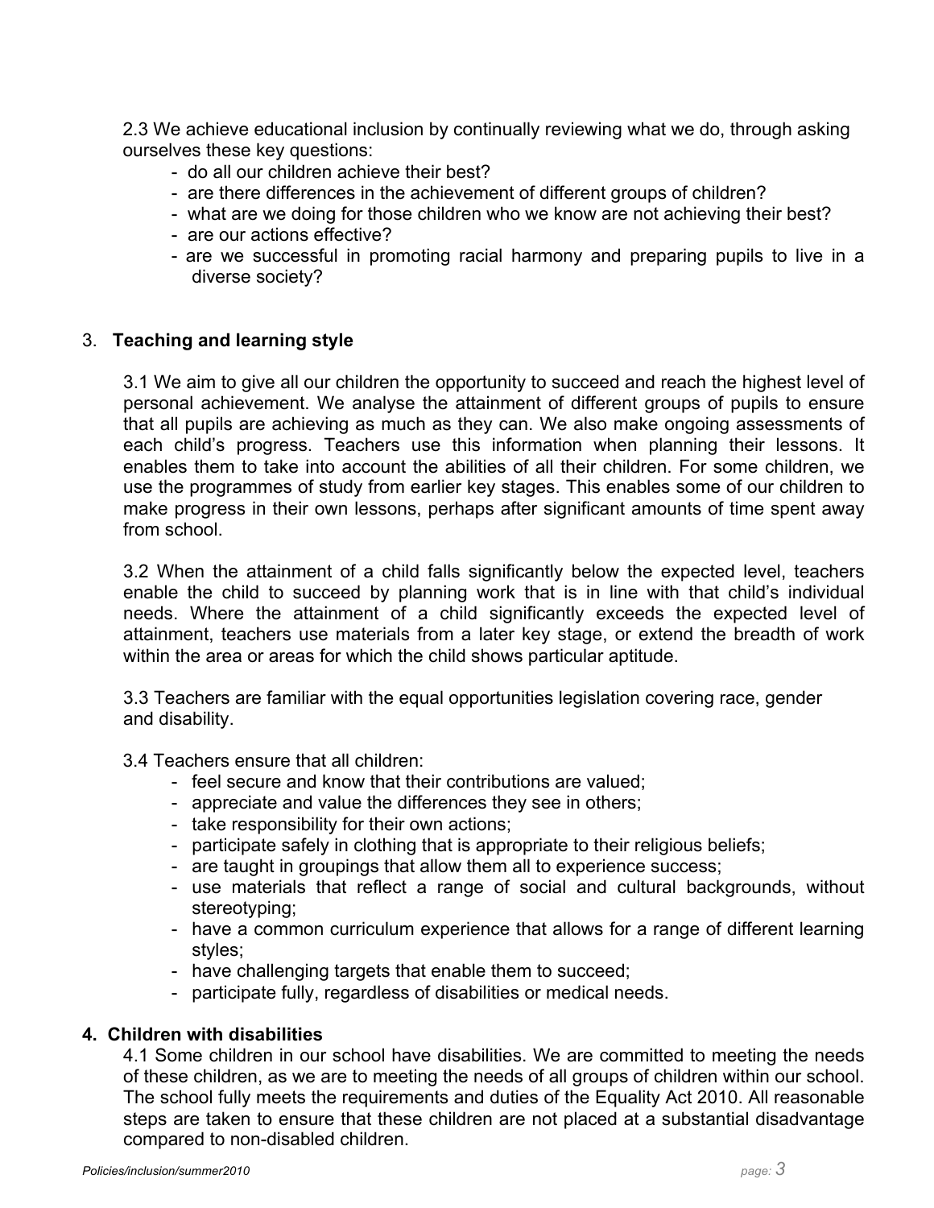2.3 We achieve educational inclusion by continually reviewing what we do, through asking ourselves these key questions:

- do all our children achieve their best?
- are there differences in the achievement of different groups of children?
- what are we doing for those children who we know are not achieving their best?
- are our actions effective?
- are we successful in promoting racial harmony and preparing pupils to live in a diverse society?

## 3. **Teaching and learning style**

3.1 We aim to give all our children the opportunity to succeed and reach the highest level of personal achievement. We analyse the attainment of different groups of pupils to ensure that all pupils are achieving as much as they can. We also make ongoing assessments of each child's progress. Teachers use this information when planning their lessons. It enables them to take into account the abilities of all their children. For some children, we use the programmes of study from earlier key stages. This enables some of our children to make progress in their own lessons, perhaps after significant amounts of time spent away from school.

3.2 When the attainment of a child falls significantly below the expected level, teachers enable the child to succeed by planning work that is in line with that child's individual needs. Where the attainment of a child significantly exceeds the expected level of attainment, teachers use materials from a later key stage, or extend the breadth of work within the area or areas for which the child shows particular aptitude.

3.3 Teachers are familiar with the equal opportunities legislation covering race, gender and disability.

3.4 Teachers ensure that all children:

- feel secure and know that their contributions are valued;
- appreciate and value the differences they see in others;
- take responsibility for their own actions;
- participate safely in clothing that is appropriate to their religious beliefs;
- are taught in groupings that allow them all to experience success;
- use materials that reflect a range of social and cultural backgrounds, without stereotyping;
- have a common curriculum experience that allows for a range of different learning styles;
- have challenging targets that enable them to succeed;
- participate fully, regardless of disabilities or medical needs.

## 4. **Children with disabilities**

4.1 Some children in our school have disabilities. We are committed to meeting the needs of these children, as we are to meeting the needs of all groups of children within our school. The school fully meets the requirements and duties of the Equality Act 2010. All reasonable steps are taken to ensure that these children are not placed at a substantial disadvantage compared to non-disabled children.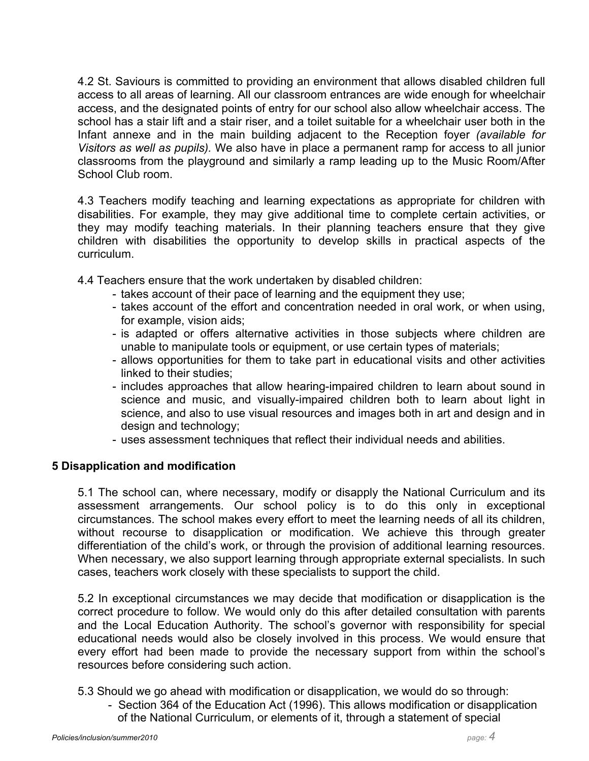4.2 St. Saviours is committed to providing an environment that allows disabled children full access to all areas of learning. All our classroom entrances are wide enough for wheelchair access, and the designated points of entry for our school also allow wheelchair access. The school has a stair lift and a stair riser, and a toilet suitable for a wheelchair user both in the Infant annexe and in the main building adjacent to the Reception foyer *(available for Visitors as well as pupils).* We also have in place a permanent ramp for access to all junior classrooms from the playground and similarly a ramp leading up to the Music Room/After School Club room.

4.3 Teachers modify teaching and learning expectations as appropriate for children with disabilities. For example, they may give additional time to complete certain activities, or they may modify teaching materials. In their planning teachers ensure that they give children with disabilities the opportunity to develop skills in practical aspects of the curriculum.

4.4 Teachers ensure that the work undertaken by disabled children:

- takes account of their pace of learning and the equipment they use;
- takes account of the effort and concentration needed in oral work, or when using, for example, vision aids;
- is adapted or offers alternative activities in those subjects where children are unable to manipulate tools or equipment, or use certain types of materials;
- allows opportunities for them to take part in educational visits and other activities linked to their studies;
- includes approaches that allow hearing-impaired children to learn about sound in science and music, and visually-impaired children both to learn about light in science, and also to use visual resources and images both in art and design and in design and technology;
- uses assessment techniques that reflect their individual needs and abilities.

## 5 Disapplication and modification

5.1 The school can, where necessary, modify or disapply the National Curriculum and its assessment arrangements. Our school policy is to do this only in exceptional circumstances. The school makes every effort to meet the learning needs of all its children, without recourse to disapplication or modification. We achieve this through greater differentiation of the child's work, or through the provision of additional learning resources. When necessary, we also support learning through appropriate external specialists. In such cases, teachers work closely with these specialists to support the child.

5.2 In exceptional circumstances we may decide that modification or disapplication is the correct procedure to follow. We would only do this after detailed consultation with parents and the Local Education Authority. The school's governor with responsibility for special educational needs would also be closely involved in this process. We would ensure that every effort had been made to provide the necessary support from within the school's resources before considering such action.

5.3 Should we go ahead with modification or disapplication, we would do so through:

- Section 364 of the Education Act (1996). This allows modification or disapplication of the National Curriculum, or elements of it, through a statement of special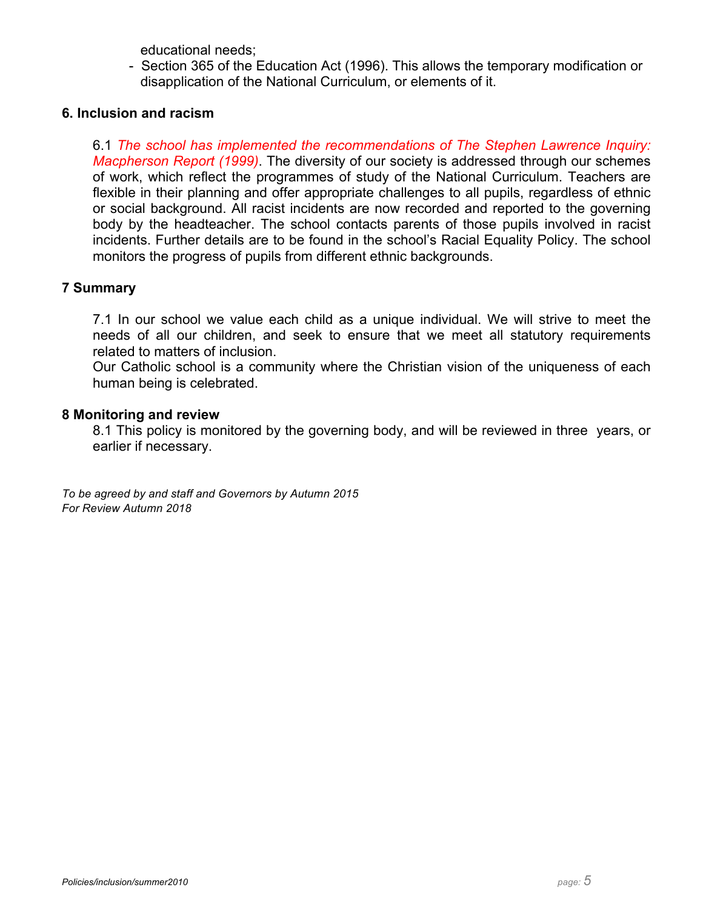educational needs;

- Section 365 of the Education Act (1996). This allows the temporary modification or disapplication of the National Curriculum, or elements of it.

## 6. Inclusion and racism

6.1 *The school has implemented the recommendations of The Stephen Lawrence Inquiry: Macpherson Report (1999)*. The diversity of our society is addressed through our schemes of work, which reflect the programmes of study of the National Curriculum. Teachers are flexible in their planning and offer appropriate challenges to all pupils, regardless of ethnic or social background. All racist incidents are now recorded and reported to the governing body by the headteacher. The school contacts parents of those pupils involved in racist incidents. Further details are to be found in the school's Racial Equality Policy. The school monitors the progress of pupils from different ethnic backgrounds.

## 7 Summary

7.1 In our school we value each child as a unique individual. We will strive to meet the needs of all our children, and seek to ensure that we meet all statutory requirements related to matters of inclusion.
Our Catholic school is a community where the Christian vision of the uniqueness of each human being is celebrated.

## 8 Monitoring and review

8.1 This policy is monitored by the governing body, and will be reviewed in three years, or earlier if necessary.

*To be agreed by and staff and Governors by Autumn 2015*
*For Review Autumn 2018*